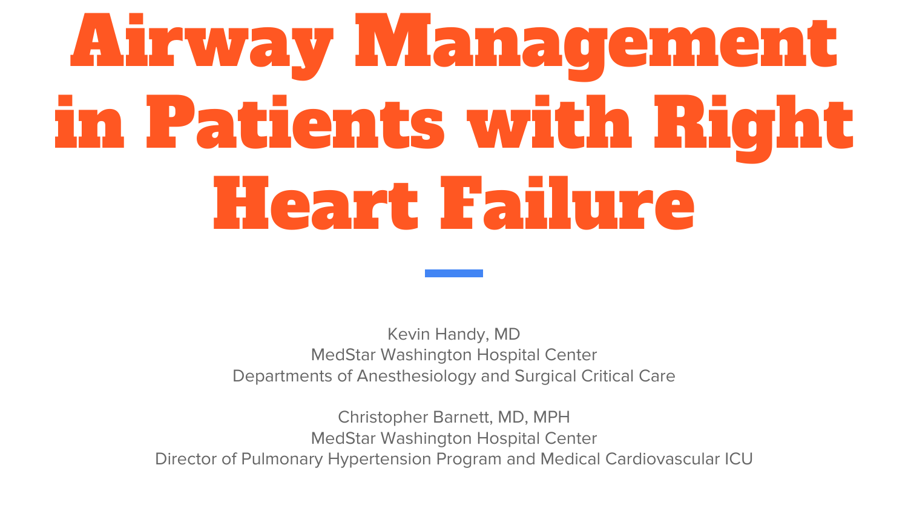# Airway Management in Patients with Right Heart Failure

Kevin Handy, MD
MedStar Washington Hospital Center
Departments of Anesthesiology and Surgical Critical Care

Christopher Barnett, MD, MPH
MedStar Washington Hospital Center
Director of Pulmonary Hypertension Program and Medical Cardiovascular ICU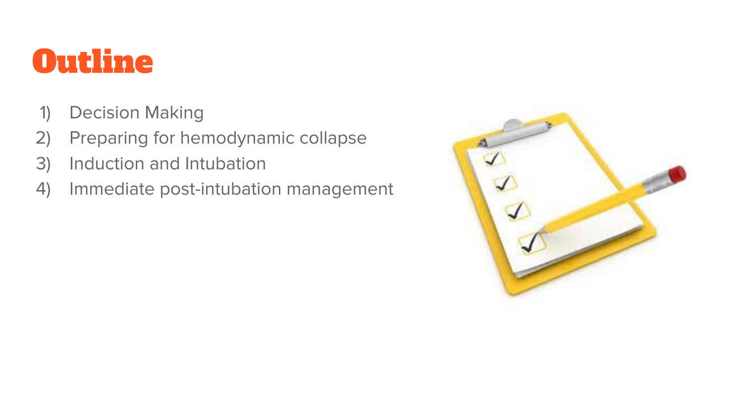# Outline

1) Decision Making
2) Preparing for hemodynamic collapse
3) Induction and Intubation
4) Immediate post-intubation management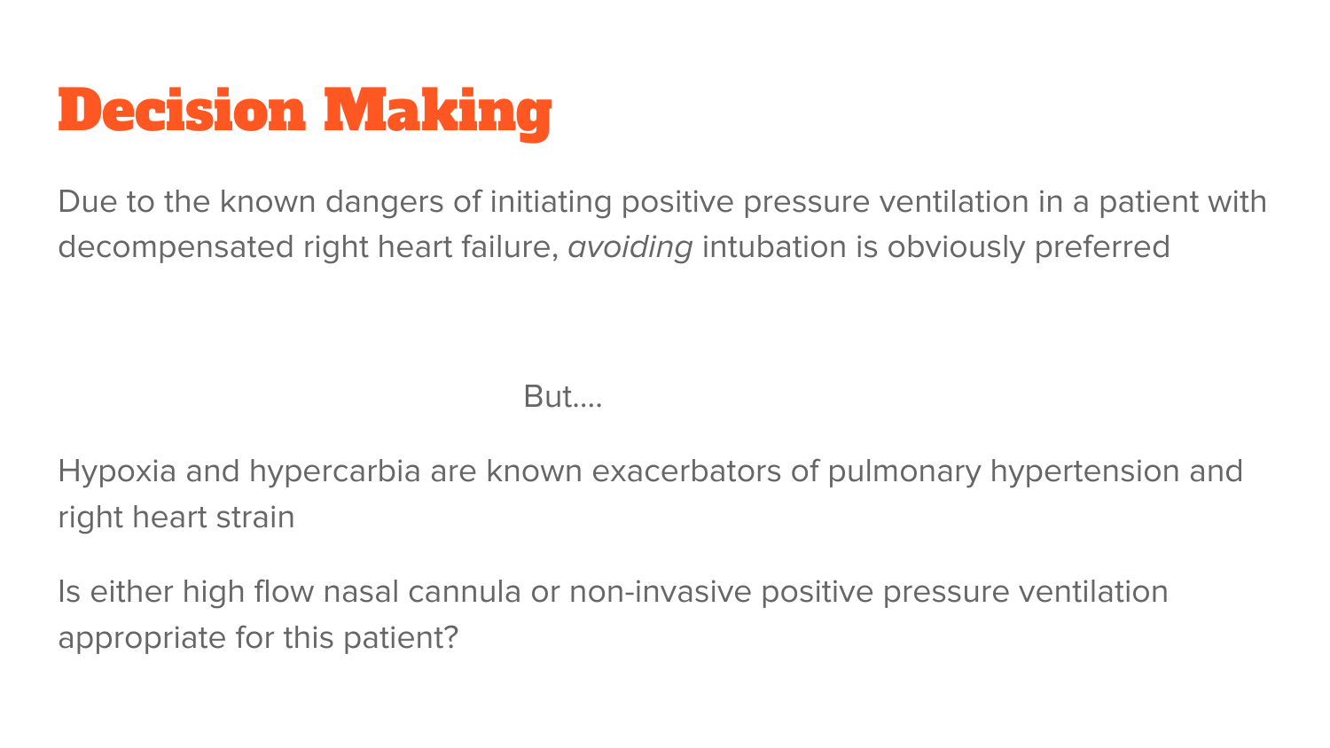# Decision Making

Due to the known dangers of initiating positive pressure ventilation in a patient with decompensated right heart failure, *avoiding* intubation is obviously preferred

But….

Hypoxia and hypercarbia are known exacerbators of pulmonary hypertension and right heart strain

Is either high flow nasal cannula or non-invasive positive pressure ventilation appropriate for this patient?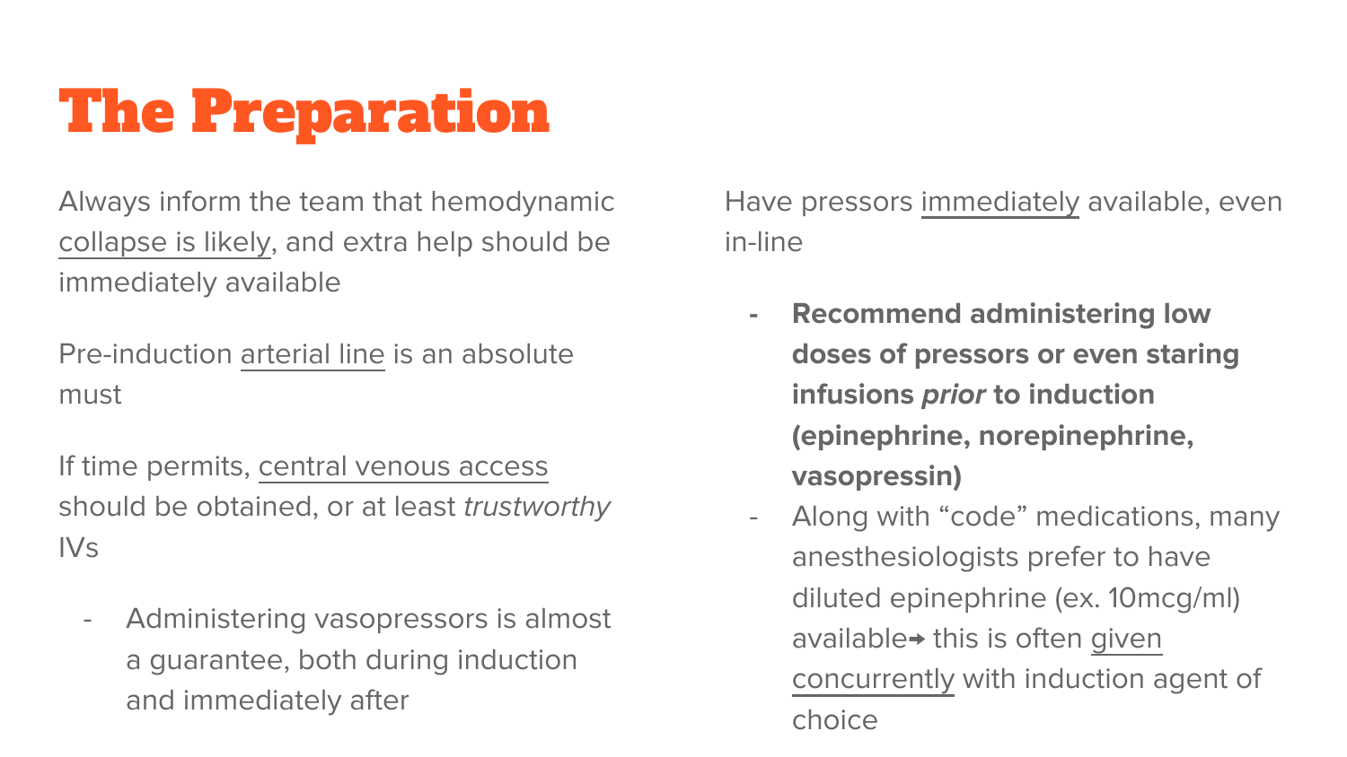# The Preparation

Always inform the team that hemodynamic collapse is likely, and extra help should be immediately available

Pre-induction arterial line is an absolute must

If time permits, central venous access should be obtained, or at least *trustworthy* IVs

- Administering vasopressors is almost a guarantee, both during induction and immediately after

Have pressors immediately available, even in-line

- **Recommend administering low doses of pressors or even staring infusions *prior* to induction (epinephrine, norepinephrine, vasopressin)**
- Along with "code" medications, many anesthesiologists prefer to have diluted epinephrine (ex. 10mcg/ml) available→ this is often given concurrently with induction agent of choice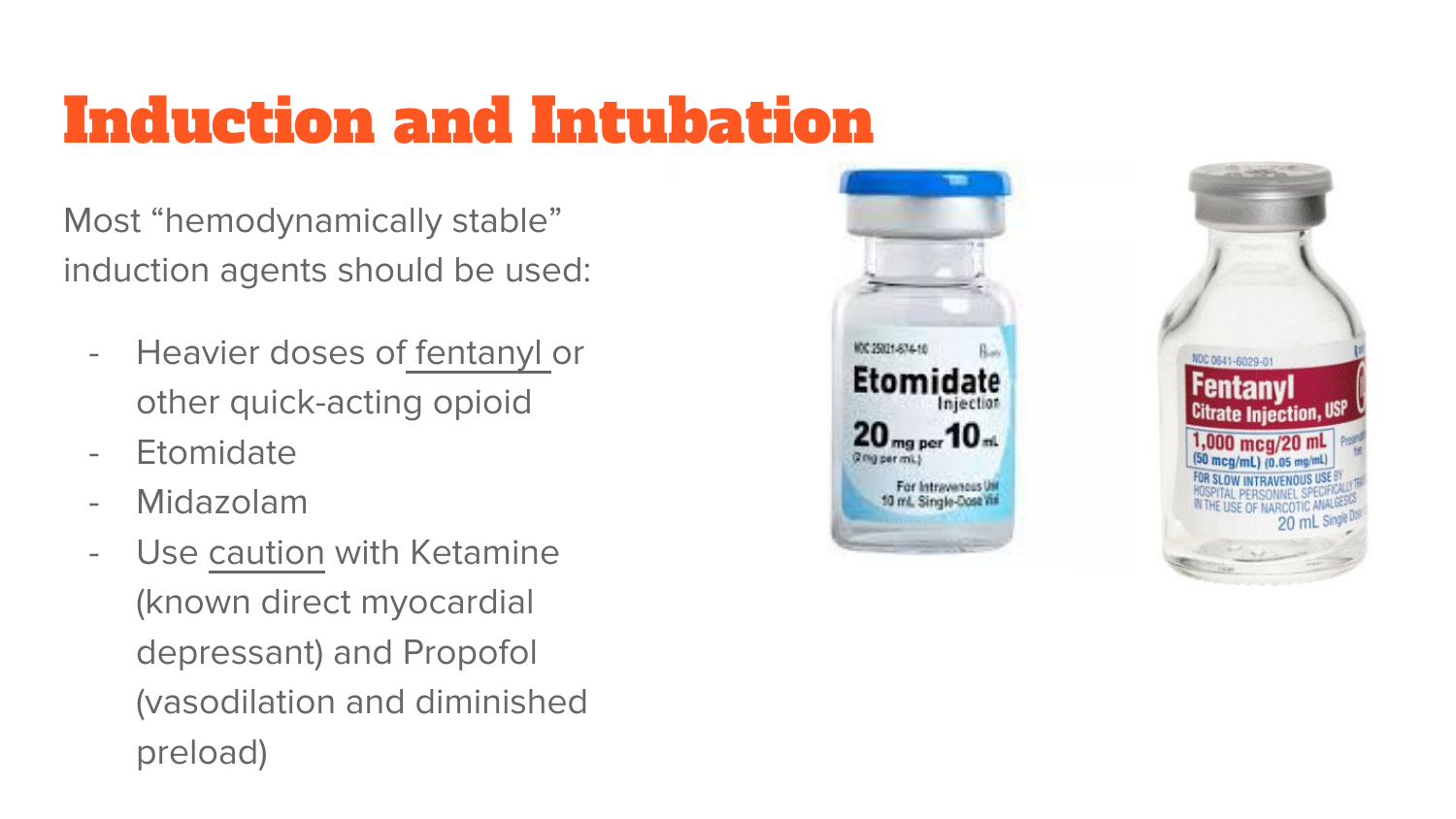# Induction and Intubation

Most "hemodynamically stable" induction agents should be used:

- Heavier doses of fentanyl or other quick-acting opioid
- Etomidate
- Midazolam
- Use caution with Ketamine (known direct myocardial depressant) and Propofol (vasodilation and diminished preload)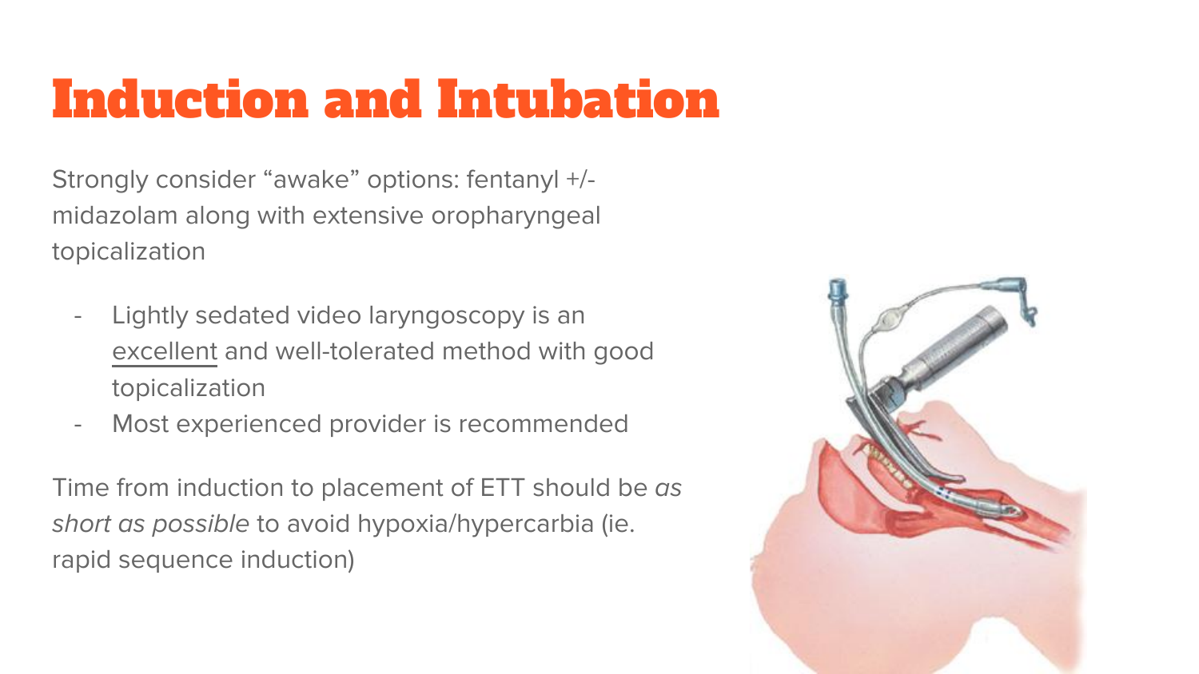# Induction and Intubation

Strongly consider "awake" options: fentanyl +/- midazolam along with extensive oropharyngeal topicalization

- Lightly sedated video laryngoscopy is an excellent and well-tolerated method with good topicalization
- Most experienced provider is recommended

Time from induction to placement of ETT should be *as short as possible* to avoid hypoxia/hypercarbia (ie. rapid sequence induction)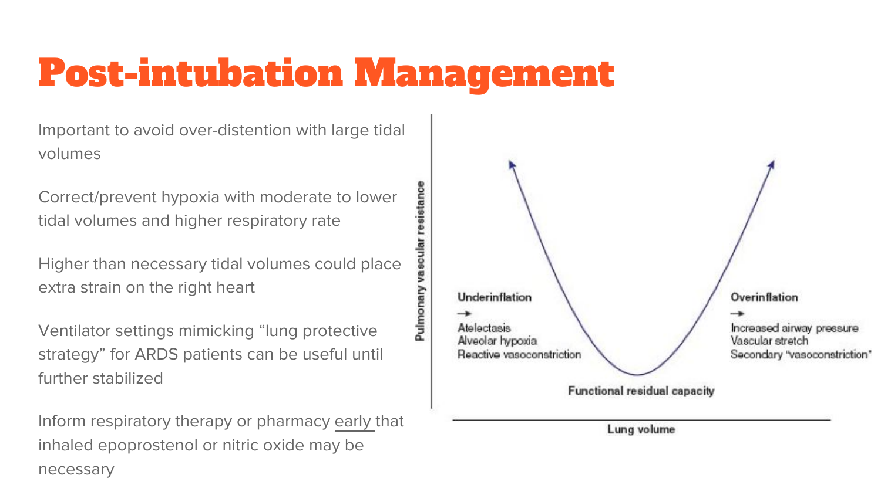# Post-intubation Management

Important to avoid over-distention with large tidal volumes

Correct/prevent hypoxia with moderate to lower tidal volumes and higher respiratory rate

Higher than necessary tidal volumes could place extra strain on the right heart

Ventilator settings mimicking “lung protective strategy” for ARDS patients can be useful until further stabilized

Inform respiratory therapy or pharmacy early that inhaled epoprostenol or nitric oxide may be necessary

Pulmonary vascular resistance

Underinflation
→
Atelectasis
Alveolar hypoxia
Reactive vasoconstriction

Overinflation
→
Increased airway pressure
Vascular stretch
Secondary “vasoconstriction”

Functional residual capacity

Lung volume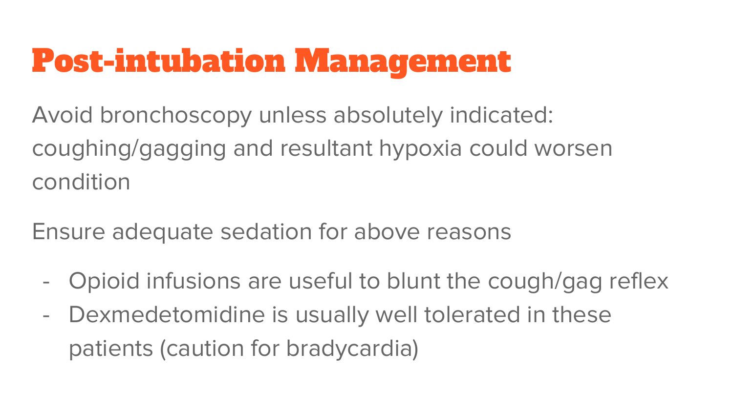# Post-intubation Management

Avoid bronchoscopy unless absolutely indicated: coughing/gagging and resultant hypoxia could worsen condition

Ensure adequate sedation for above reasons

- Opioid infusions are useful to blunt the cough/gag reflex
- Dexmedetomidine is usually well tolerated in these patients (caution for bradycardia)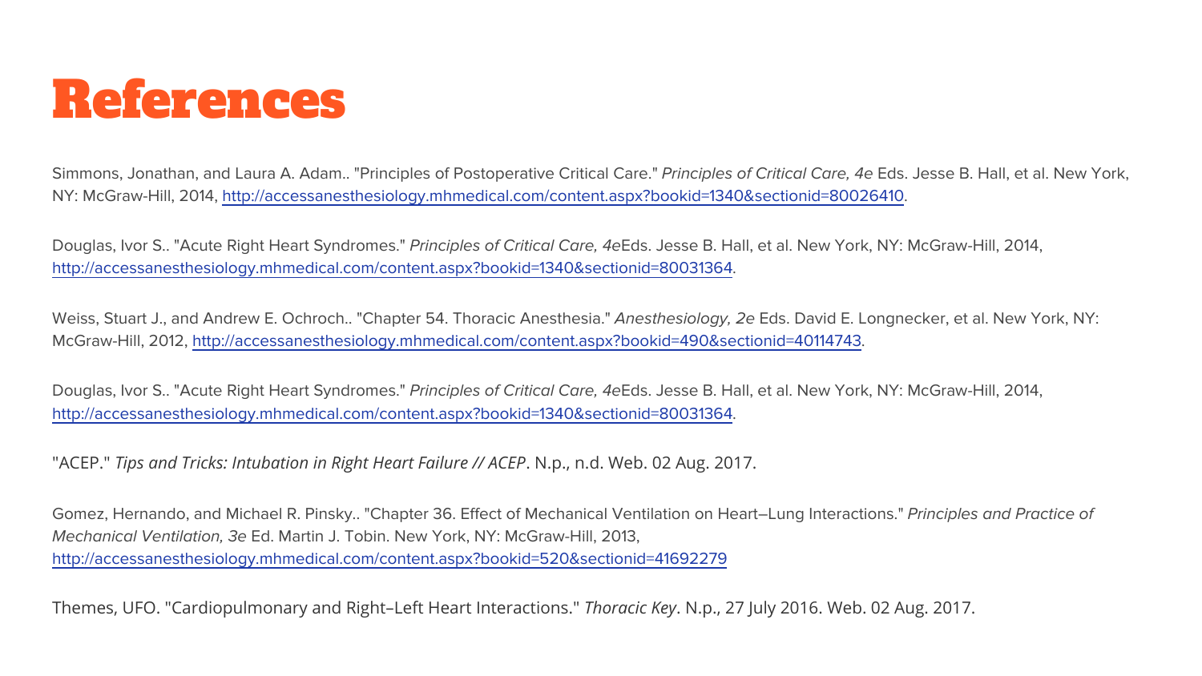# References

Simmons, Jonathan, and Laura A. Adam.. "Principles of Postoperative Critical Care." *Principles of Critical Care, 4e* Eds. Jesse B. Hall, et al. New York, NY: McGraw-Hill, 2014, http://accessanesthesiology.mhmedical.com/content.aspx?bookid=1340&sectionid=80026410.

Douglas, Ivor S.. "Acute Right Heart Syndromes." *Principles of Critical Care, 4e*Eds. Jesse B. Hall, et al. New York, NY: McGraw-Hill, 2014, http://accessanesthesiology.mhmedical.com/content.aspx?bookid=1340&sectionid=80031364.

Weiss, Stuart J., and Andrew E. Ochroch.. "Chapter 54. Thoracic Anesthesia." *Anesthesiology, 2e* Eds. David E. Longnecker, et al. New York, NY: McGraw-Hill, 2012, http://accessanesthesiology.mhmedical.com/content.aspx?bookid=490&sectionid=40114743.

Douglas, Ivor S.. "Acute Right Heart Syndromes." *Principles of Critical Care, 4e*Eds. Jesse B. Hall, et al. New York, NY: McGraw-Hill, 2014, http://accessanesthesiology.mhmedical.com/content.aspx?bookid=1340&sectionid=80031364.

"ACEP." *Tips and Tricks: Intubation in Right Heart Failure // ACEP*. N.p., n.d. Web. 02 Aug. 2017.

Gomez, Hernando, and Michael R. Pinsky.. "Chapter 36. Effect of Mechanical Ventilation on Heart–Lung Interactions." *Principles and Practice of Mechanical Ventilation, 3e* Ed. Martin J. Tobin. New York, NY: McGraw-Hill, 2013, http://accessanesthesiology.mhmedical.com/content.aspx?bookid=520&sectionid=41692279

Themes, UFO. "Cardiopulmonary and Right–Left Heart Interactions." *Thoracic Key*. N.p., 27 July 2016. Web. 02 Aug. 2017.